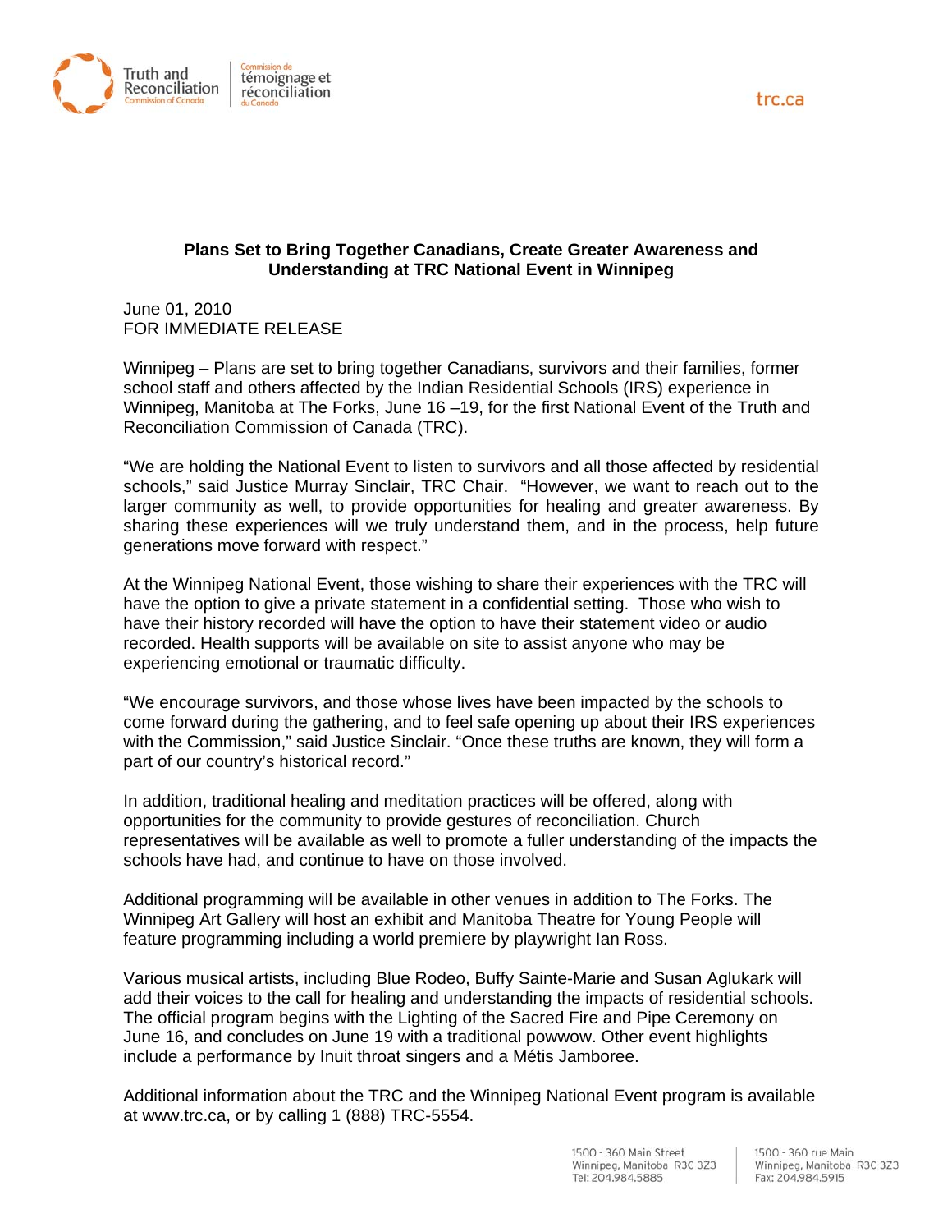Truth and Reconciliation Commission of Canada | Commission de témoignage et réconciliation du Canada

trc.ca

## Plans Set to Bring Together Canadians, Create Greater Awareness and Understanding at TRC National Event in Winnipeg

June 01, 2010
FOR IMMEDIATE RELEASE

Winnipeg – Plans are set to bring together Canadians, survivors and their families, former school staff and others affected by the Indian Residential Schools (IRS) experience in Winnipeg, Manitoba at The Forks, June 16 –19, for the first National Event of the Truth and Reconciliation Commission of Canada (TRC).

"We are holding the National Event to listen to survivors and all those affected by residential schools," said Justice Murray Sinclair, TRC Chair. "However, we want to reach out to the larger community as well, to provide opportunities for healing and greater awareness. By sharing these experiences will we truly understand them, and in the process, help future generations move forward with respect."

At the Winnipeg National Event, those wishing to share their experiences with the TRC will have the option to give a private statement in a confidential setting. Those who wish to have their history recorded will have the option to have their statement video or audio recorded. Health supports will be available on site to assist anyone who may be experiencing emotional or traumatic difficulty.

"We encourage survivors, and those whose lives have been impacted by the schools to come forward during the gathering, and to feel safe opening up about their IRS experiences with the Commission," said Justice Sinclair. "Once these truths are known, they will form a part of our country's historical record."

In addition, traditional healing and meditation practices will be offered, along with opportunities for the community to provide gestures of reconciliation. Church representatives will be available as well to promote a fuller understanding of the impacts the schools have had, and continue to have on those involved.

Additional programming will be available in other venues in addition to The Forks. The Winnipeg Art Gallery will host an exhibit and Manitoba Theatre for Young People will feature programming including a world premiere by playwright Ian Ross.

Various musical artists, including Blue Rodeo, Buffy Sainte-Marie and Susan Aglukark will add their voices to the call for healing and understanding the impacts of residential schools. The official program begins with the Lighting of the Sacred Fire and Pipe Ceremony on June 16, and concludes on June 19 with a traditional powwow. Other event highlights include a performance by Inuit throat singers and a Métis Jamboree.

Additional information about the TRC and the Winnipeg National Event program is available at www.trc.ca, or by calling 1 (888) TRC-5554.

1500 - 360 Main Street
Winnipeg, Manitoba R3C 3Z3
Tel: 204.984.5885

1500 - 360 rue Main
Winnipeg, Manitoba R3C 3Z3
Fax: 204.984.5915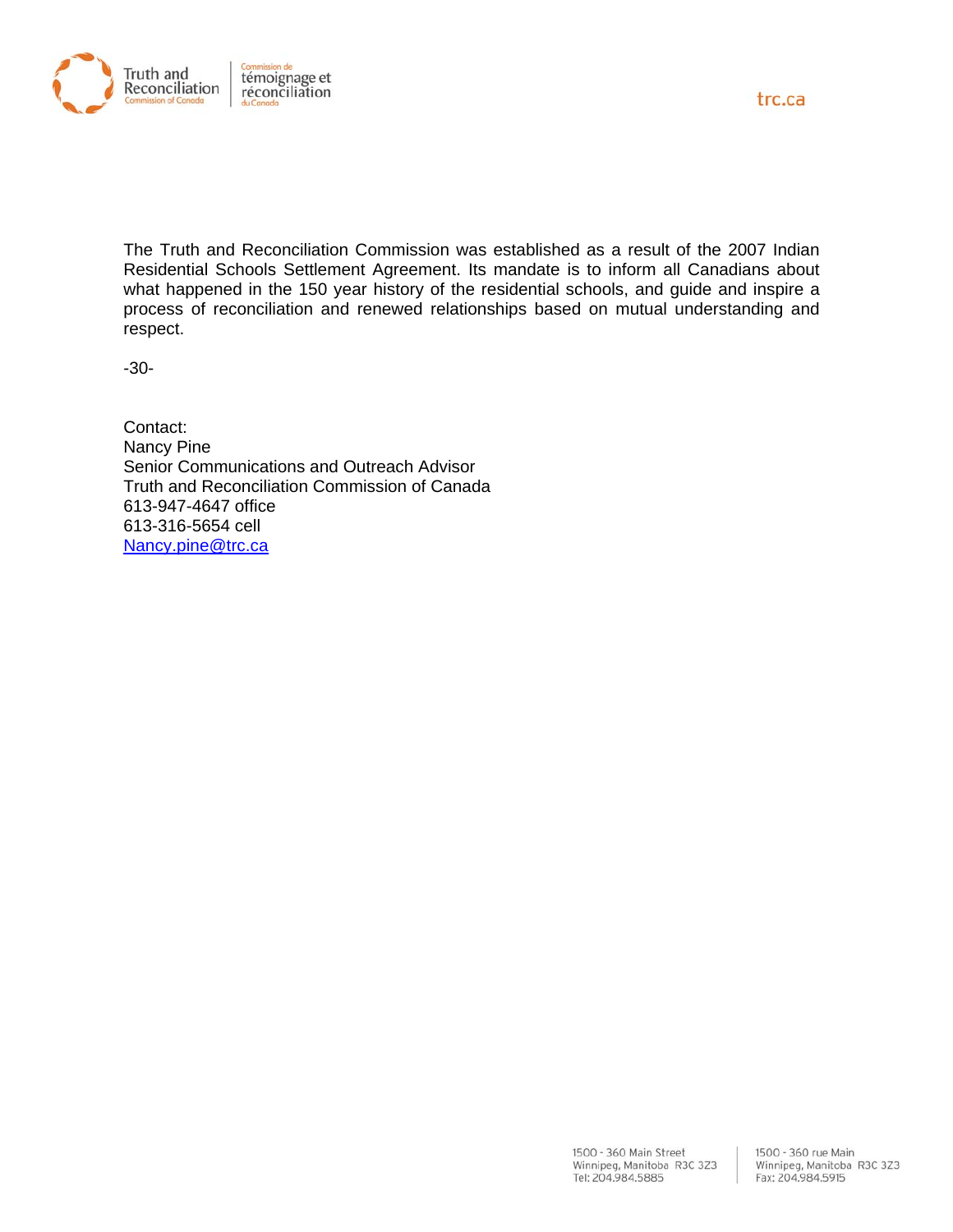The Truth and Reconciliation Commission was established as a result of the 2007 Indian Residential Schools Settlement Agreement. Its mandate is to inform all Canadians about what happened in the 150 year history of the residential schools, and guide and inspire a process of reconciliation and renewed relationships based on mutual understanding and respect.

-30-

Contact:
Nancy Pine
Senior Communications and Outreach Advisor
Truth and Reconciliation Commission of Canada
613-947-4647 office
613-316-5654 cell
Nancy.pine@trc.ca